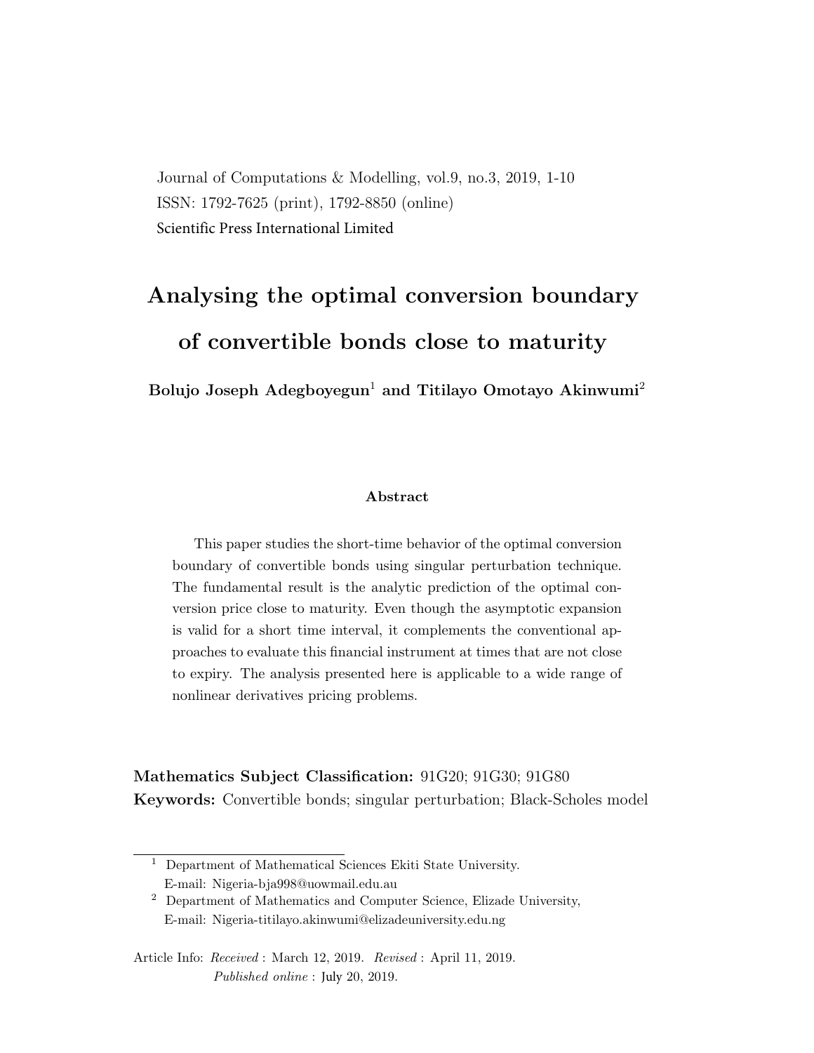Journal of Computations & Modelling, vol.9, no.3, 2019, 1-10
ISSN: 1792-7625 (print), 1792-8850 (online)
Scientific Press International Limited

# Analysing the optimal conversion boundary of convertible bonds close to maturity

**Bolujo Joseph Adegboyegun[1] and Titilayo Omotayo Akinwumi[2]**

### Abstract

This paper studies the short-time behavior of the optimal conversion boundary of convertible bonds using singular perturbation technique. The fundamental result is the analytic prediction of the optimal conversion price close to maturity. Even though the asymptotic expansion is valid for a short time interval, it complements the conventional approaches to evaluate this financial instrument at times that are not close to expiry. The analysis presented here is applicable to a wide range of nonlinear derivatives pricing problems.

**Mathematics Subject Classification:** 91G20; 91G30; 91G80
**Keywords:** Convertible bonds; singular perturbation; Black-Scholes model

---

[1] Department of Mathematical Sciences Ekiti State University.
E-mail: Nigeria-bja998@uowmail.edu.au

[2] Department of Mathematics and Computer Science, Elizade University,
E-mail: Nigeria-titilayo.akinwumi@elizadeuniversity.edu.ng

Article Info: *Received* : March 12, 2019. *Revised* : April 11, 2019.
*Published online* : July 20, 2019.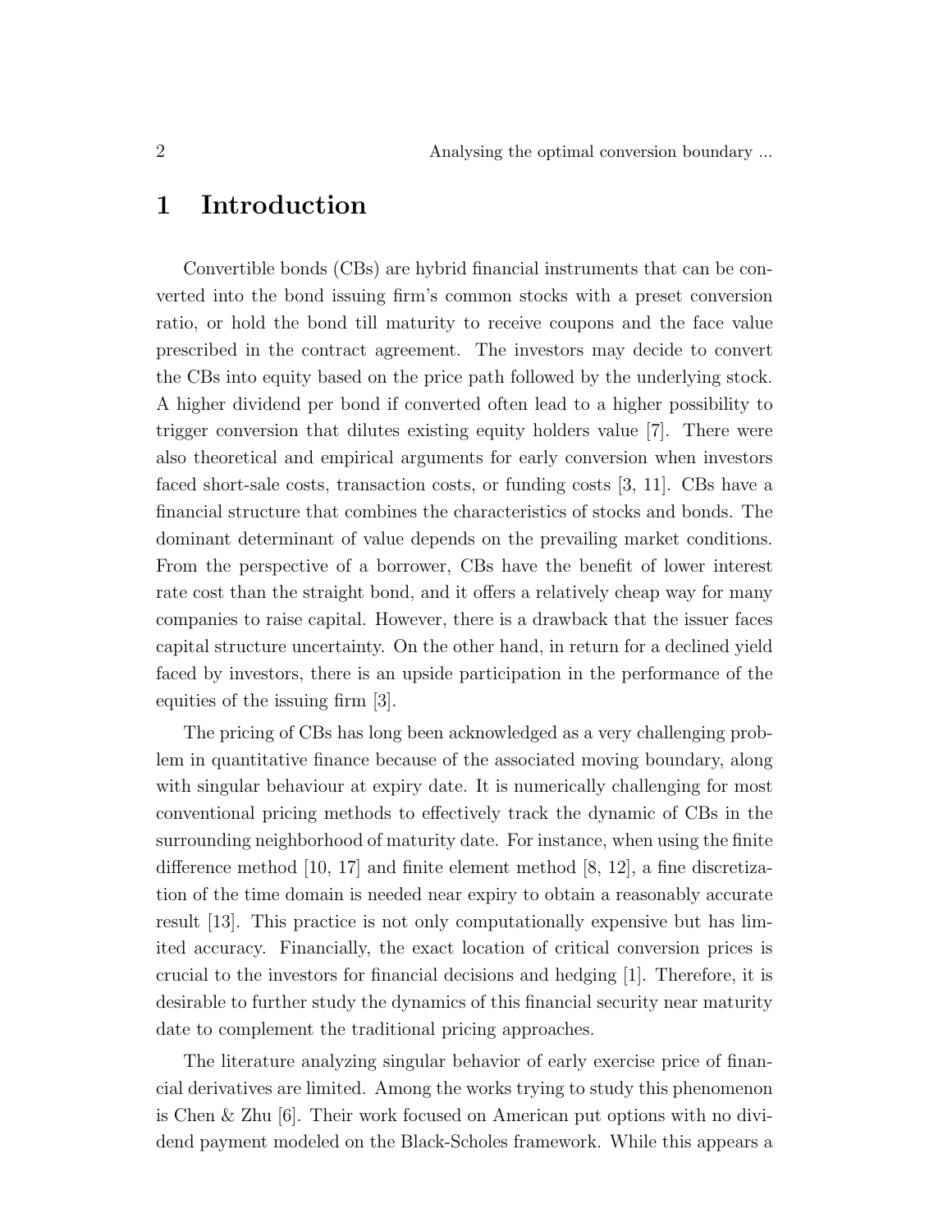# 1 Introduction

Convertible bonds (CBs) are hybrid financial instruments that can be converted into the bond issuing firm's common stocks with a preset conversion ratio, or hold the bond till maturity to receive coupons and the face value prescribed in the contract agreement. The investors may decide to convert the CBs into equity based on the price path followed by the underlying stock. A higher dividend per bond if converted often lead to a higher possibility to trigger conversion that dilutes existing equity holders value [7]. There were also theoretical and empirical arguments for early conversion when investors faced short-sale costs, transaction costs, or funding costs [3, 11]. CBs have a financial structure that combines the characteristics of stocks and bonds. The dominant determinant of value depends on the prevailing market conditions. From the perspective of a borrower, CBs have the benefit of lower interest rate cost than the straight bond, and it offers a relatively cheap way for many companies to raise capital. However, there is a drawback that the issuer faces capital structure uncertainty. On the other hand, in return for a declined yield faced by investors, there is an upside participation in the performance of the equities of the issuing firm [3].

The pricing of CBs has long been acknowledged as a very challenging problem in quantitative finance because of the associated moving boundary, along with singular behaviour at expiry date. It is numerically challenging for most conventional pricing methods to effectively track the dynamic of CBs in the surrounding neighborhood of maturity date. For instance, when using the finite difference method [10, 17] and finite element method [8, 12], a fine discretization of the time domain is needed near expiry to obtain a reasonably accurate result [13]. This practice is not only computationally expensive but has limited accuracy. Financially, the exact location of critical conversion prices is crucial to the investors for financial decisions and hedging [1]. Therefore, it is desirable to further study the dynamics of this financial security near maturity date to complement the traditional pricing approaches.

The literature analyzing singular behavior of early exercise price of financial derivatives are limited. Among the works trying to study this phenomenon is Chen & Zhu [6]. Their work focused on American put options with no dividend payment modeled on the Black-Scholes framework. While this appears a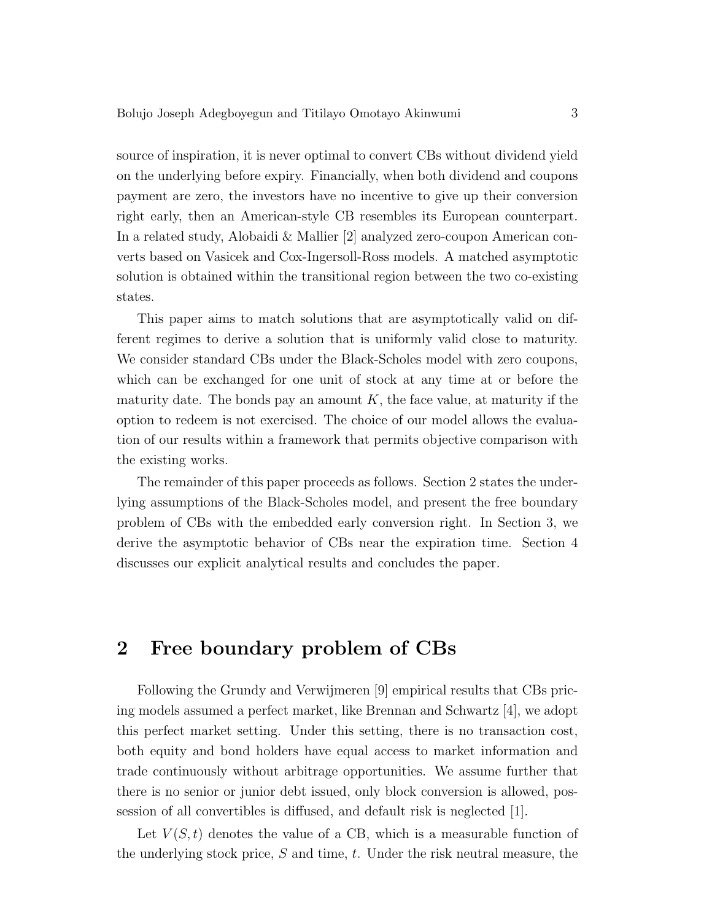source of inspiration, it is never optimal to convert CBs without dividend yield on the underlying before expiry. Financially, when both dividend and coupons payment are zero, the investors have no incentive to give up their conversion right early, then an American-style CB resembles its European counterpart. In a related study, Alobaidi & Mallier [2] analyzed zero-coupon American converts based on Vasicek and Cox-Ingersoll-Ross models. A matched asymptotic solution is obtained within the transitional region between the two co-existing states.

This paper aims to match solutions that are asymptotically valid on different regimes to derive a solution that is uniformly valid close to maturity. We consider standard CBs under the Black-Scholes model with zero coupons, which can be exchanged for one unit of stock at any time at or before the maturity date. The bonds pay an amount $K$, the face value, at maturity if the option to redeem is not exercised. The choice of our model allows the evaluation of our results within a framework that permits objective comparison with the existing works.

The remainder of this paper proceeds as follows. Section 2 states the underlying assumptions of the Black-Scholes model, and present the free boundary problem of CBs with the embedded early conversion right. In Section 3, we derive the asymptotic behavior of CBs near the expiration time. Section 4 discusses our explicit analytical results and concludes the paper.

## 2 Free boundary problem of CBs

Following the Grundy and Verwijmeren [9] empirical results that CBs pricing models assumed a perfect market, like Brennan and Schwartz [4], we adopt this perfect market setting. Under this setting, there is no transaction cost, both equity and bond holders have equal access to market information and trade continuously without arbitrage opportunities. We assume further that there is no senior or junior debt issued, only block conversion is allowed, possession of all convertibles is diffused, and default risk is neglected [1].

Let $V(S,t)$ denotes the value of a CB, which is a measurable function of the underlying stock price, $S$ and time, $t$. Under the risk neutral measure, the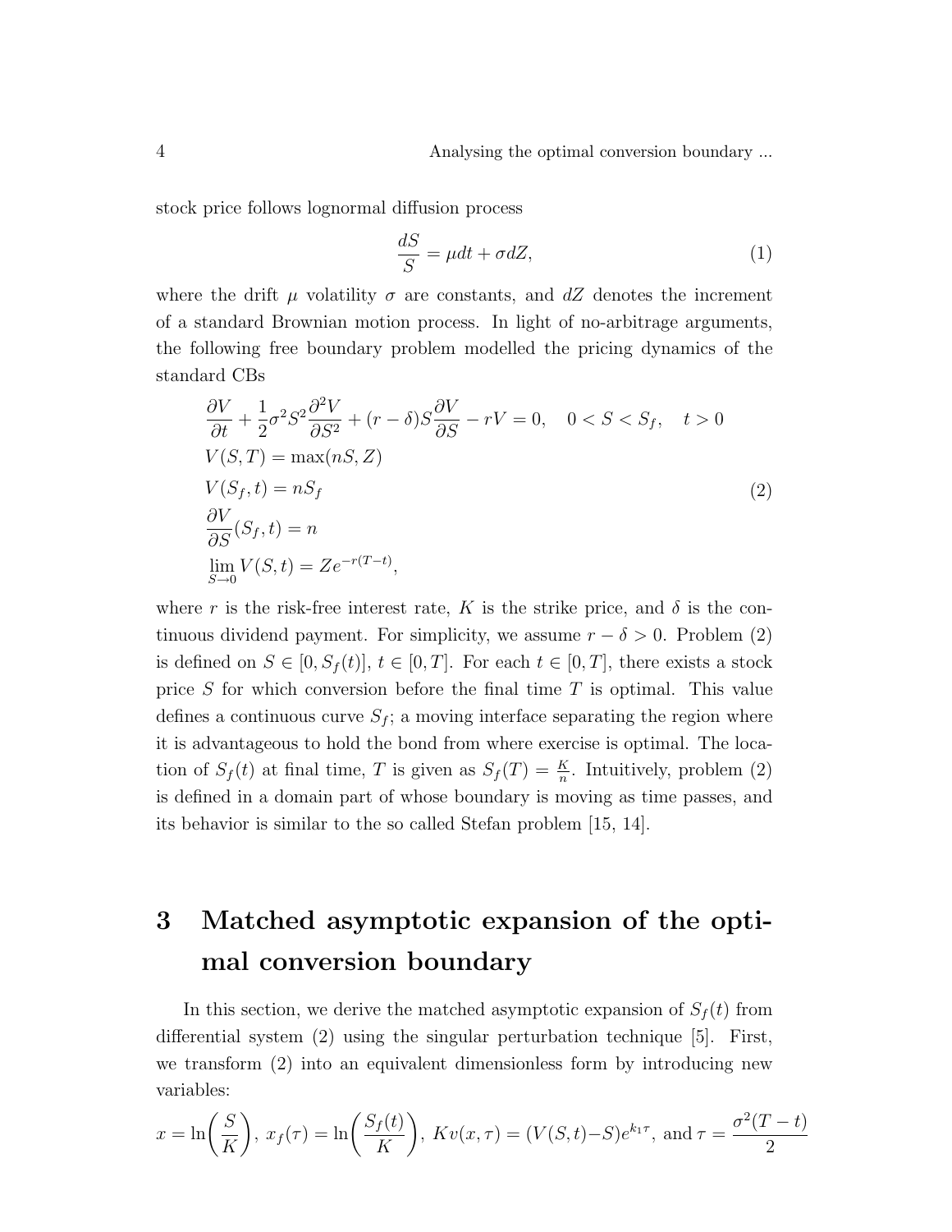stock price follows lognormal diffusion process

$$\frac{dS}{S} = \mu dt + \sigma dZ, \tag{1}$$

where the drift $\mu$ volatility $\sigma$ are constants, and $dZ$ denotes the increment of a standard Brownian motion process. In light of no-arbitrage arguments, the following free boundary problem modelled the pricing dynamics of the standard CBs

$$\begin{aligned}
&\frac{\partial V}{\partial t} + \frac{1}{2}\sigma^2 S^2 \frac{\partial^2 V}{\partial S^2} + (r-\delta) S \frac{\partial V}{\partial S} - rV = 0, \quad 0 < S < S_f, \quad t > 0 \\
&V(S,T) = \max(nS, Z) \\
&V(S_f, t) = nS_f \\
&\frac{\partial V}{\partial S}(S_f, t) = n \\
&\lim_{S \to 0} V(S,t) = Ze^{-r(T-t)},
\end{aligned} \tag{2}$$

where $r$ is the risk-free interest rate, $K$ is the strike price, and $\delta$ is the continuous dividend payment. For simplicity, we assume $r - \delta > 0$. Problem (2) is defined on $S \in [0, S_f(t)]$, $t \in [0,T]$. For each $t \in [0,T]$, there exists a stock price $S$ for which conversion before the final time $T$ is optimal. This value defines a continuous curve $S_f$; a moving interface separating the region where it is advantageous to hold the bond from where exercise is optimal. The location of $S_f(t)$ at final time, $T$ is given as $S_f(T) = \frac{K}{n}$. Intuitively, problem (2) is defined in a domain part of whose boundary is moving as time passes, and its behavior is similar to the so called Stefan problem [15, 14].

# 3 Matched asymptotic expansion of the optimal conversion boundary

In this section, we derive the matched asymptotic expansion of $S_f(t)$ from differential system (2) using the singular perturbation technique [5]. First, we transform (2) into an equivalent dimensionless form by introducing new variables:

$$x = \ln\left(\frac{S}{K}\right),\ x_f(\tau) = \ln\left(\frac{S_f(t)}{K}\right),\ Kv(x,\tau) = (V(S,t) - S)e^{k_1\tau}, \text{ and } \tau = \frac{\sigma^2(T-t)}{2}$$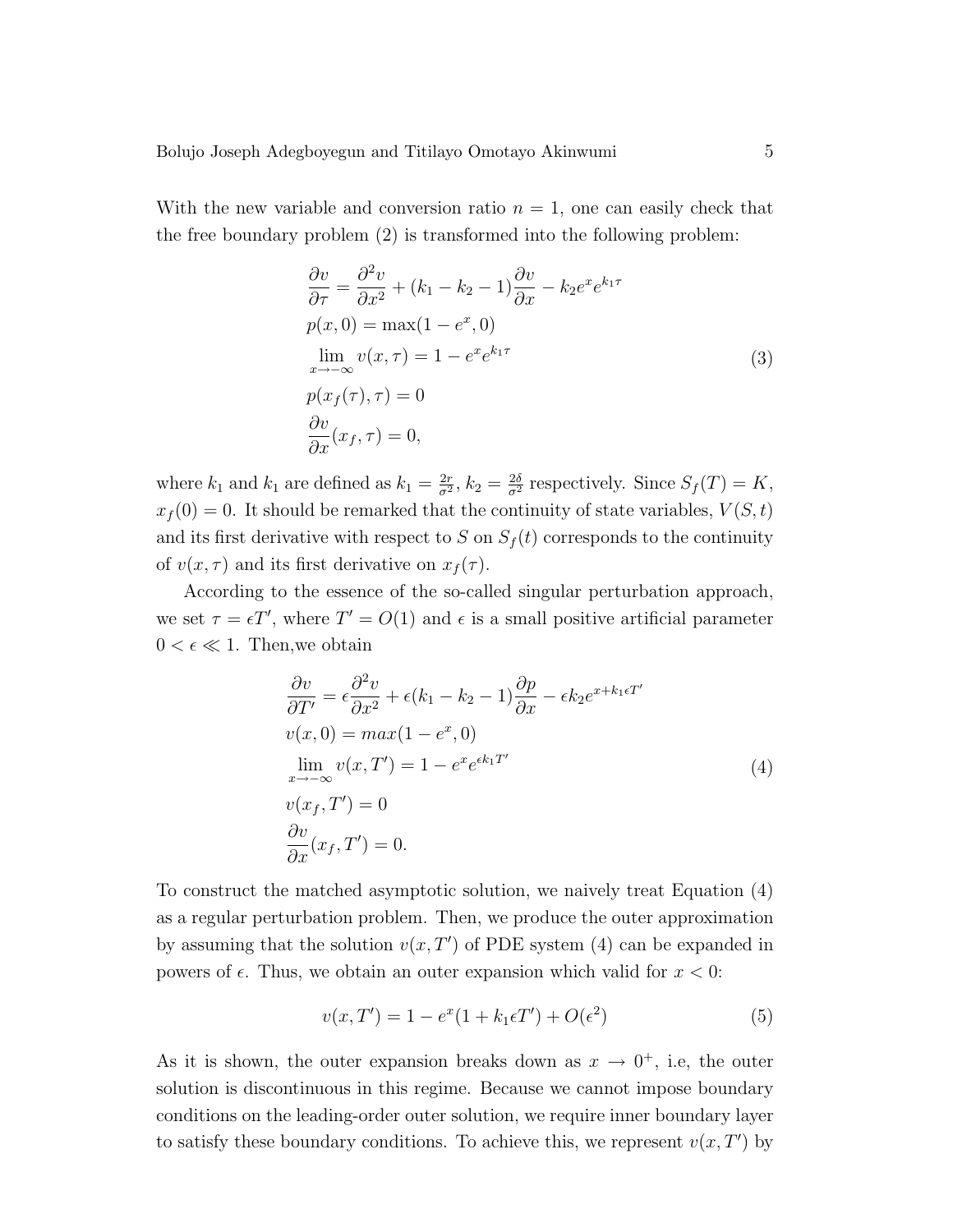With the new variable and conversion ratio $n = 1$, one can easily check that the free boundary problem (2) is transformed into the following problem:

$$
\begin{aligned}
&\frac{\partial v}{\partial \tau} = \frac{\partial^2 v}{\partial x^2} + (k_1 - k_2 - 1)\frac{\partial v}{\partial x} - k_2 e^x e^{k_1 \tau} \\
&p(x, 0) = \max(1 - e^x, 0) \\
&\lim_{x \to -\infty} v(x, \tau) = 1 - e^x e^{k_1 \tau} \\
&p(x_f(\tau), \tau) = 0 \\
&\frac{\partial v}{\partial x}(x_f, \tau) = 0,
\end{aligned}
\tag{3}
$$

where $k_1$ and $k_1$ are defined as $k_1 = \frac{2r}{\sigma^2}$, $k_2 = \frac{2\delta}{\sigma^2}$ respectively. Since $S_f(T) = K$, $x_f(0) = 0$. It should be remarked that the continuity of state variables, $V(S, t)$ and its first derivative with respect to $S$ on $S_f(t)$ corresponds to the continuity of $v(x, \tau)$ and its first derivative on $x_f(\tau)$.

According to the essence of the so-called singular perturbation approach, we set $\tau = \epsilon T'$, where $T' = O(1)$ and $\epsilon$ is a small positive artificial parameter $0 < \epsilon \ll 1$. Then,we obtain

$$
\begin{aligned}
&\frac{\partial v}{\partial T'} = \epsilon \frac{\partial^2 v}{\partial x^2} + \epsilon (k_1 - k_2 - 1)\frac{\partial p}{\partial x} - \epsilon k_2 e^{x + k_1 \epsilon T'} \\
&v(x, 0) = max(1 - e^x, 0) \\
&\lim_{x \to -\infty} v(x, T') = 1 - e^x e^{\epsilon k_1 T'} \\
&v(x_f, T') = 0 \\
&\frac{\partial v}{\partial x}(x_f, T') = 0.
\end{aligned}
\tag{4}
$$

To construct the matched asymptotic solution, we naively treat Equation (4) as a regular perturbation problem. Then, we produce the outer approximation by assuming that the solution $v(x, T')$ of PDE system (4) can be expanded in powers of $\epsilon$. Thus, we obtain an outer expansion which valid for $x < 0$:

$$
v(x, T') = 1 - e^x(1 + k_1 \epsilon T') + O(\epsilon^2) \tag{5}
$$

As it is shown, the outer expansion breaks down as $x \to 0^+$, i.e, the outer solution is discontinuous in this regime. Because we cannot impose boundary conditions on the leading-order outer solution, we require inner boundary layer to satisfy these boundary conditions. To achieve this, we represent $v(x, T')$ by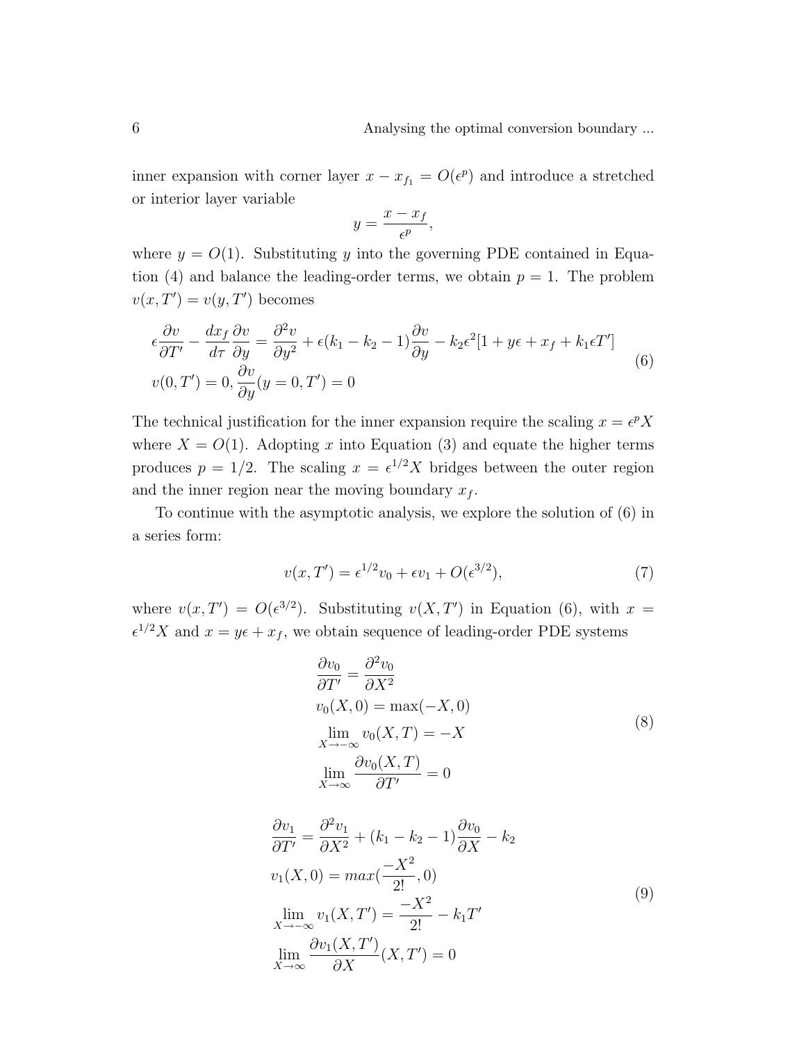inner expansion with corner layer $x - x_{f_1} = O(\epsilon^p)$ and introduce a stretched or interior layer variable

$$y = \frac{x - x_f}{\epsilon^p},$$

where $y = O(1)$. Substituting $y$ into the governing PDE contained in Equation (4) and balance the leading-order terms, we obtain $p = 1$. The problem $v(x, T') = v(y, T')$ becomes

$$\begin{aligned}
&\epsilon \frac{\partial v}{\partial T'} - \frac{dx_f}{d\tau}\frac{\partial v}{\partial y} = \frac{\partial^2 v}{\partial y^2} + \epsilon(k_1 - k_2 - 1)\frac{\partial v}{\partial y} - k_2\epsilon^2[1 + y\epsilon + x_f + k_1\epsilon T'] \\
&v(0, T') = 0, \frac{\partial v}{\partial y}(y = 0, T') = 0
\end{aligned} \tag{6}$$

The technical justification for the inner expansion require the scaling $x = \epsilon^p X$ where $X = O(1)$. Adopting $x$ into Equation (3) and equate the higher terms produces $p = 1/2$. The scaling $x = \epsilon^{1/2}X$ bridges between the outer region and the inner region near the moving boundary $x_f$.

To continue with the asymptotic analysis, we explore the solution of (6) in a series form:

$$v(x, T') = \epsilon^{1/2}v_0 + \epsilon v_1 + O(\epsilon^{3/2}), \tag{7}$$

where $v(x, T') = O(\epsilon^{3/2})$. Substituting $v(X, T')$ in Equation (6), with $x = \epsilon^{1/2}X$ and $x = y\epsilon + x_f$, we obtain sequence of leading-order PDE systems

$$\begin{aligned}
&\frac{\partial v_0}{\partial T'} = \frac{\partial^2 v_0}{\partial X^2} \\
&v_0(X, 0) = \max(-X, 0) \\
&\lim_{X \to -\infty} v_0(X, T) = -X \\
&\lim_{X \to \infty} \frac{\partial v_0(X, T)}{\partial T'} = 0
\end{aligned} \tag{8}$$

$$\begin{aligned}
&\frac{\partial v_1}{\partial T'} = \frac{\partial^2 v_1}{\partial X^2} + (k_1 - k_2 - 1)\frac{\partial v_0}{\partial X} - k_2 \\
&v_1(X, 0) = max(\frac{-X^2}{2!}, 0) \\
&\lim_{X \to -\infty} v_1(X, T') = \frac{-X^2}{2!} - k_1 T' \\
&\lim_{X \to \infty} \frac{\partial v_1(X, T')}{\partial X}(X, T') = 0
\end{aligned} \tag{9}$$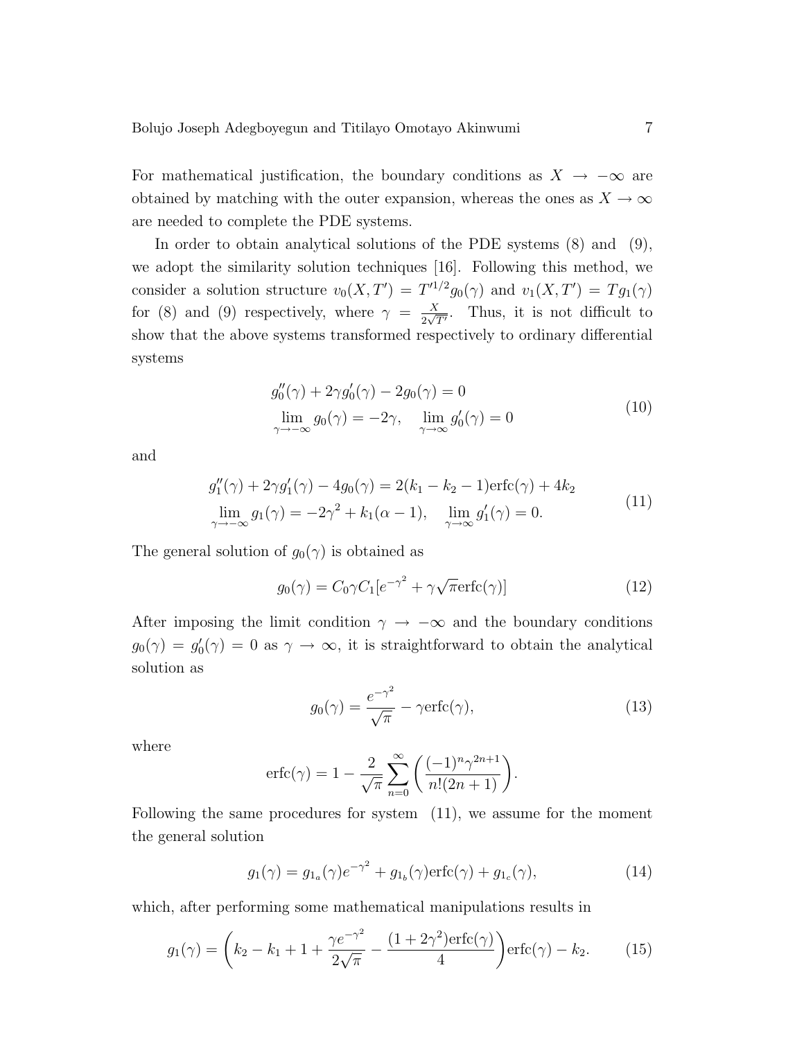For mathematical justification, the boundary conditions as $X \to -\infty$ are obtained by matching with the outer expansion, whereas the ones as $X \to \infty$ are needed to complete the PDE systems.

In order to obtain analytical solutions of the PDE systems (8) and (9), we adopt the similarity solution techniques [16]. Following this method, we consider a solution structure $v_0(X, T') = T'^{1/2} g_0(\gamma)$ and $v_1(X, T') = T g_1(\gamma)$ for (8) and (9) respectively, where $\gamma = \frac{X}{2\sqrt{T'}}$. Thus, it is not difficult to show that the above systems transformed respectively to ordinary differential systems

$$
\begin{gathered}
g_0''(\gamma) + 2\gamma g_0'(\gamma) - 2g_0(\gamma) = 0 \\
\lim_{\gamma \to -\infty} g_0(\gamma) = -2\gamma, \quad \lim_{\gamma \to \infty} g_0'(\gamma) = 0
\end{gathered}
\tag{10}
$$

and

$$
\begin{gathered}
g_1''(\gamma) + 2\gamma g_1'(\gamma) - 4g_0(\gamma) = 2(k_1 - k_2 - 1)\text{erfc}(\gamma) + 4k_2 \\
\lim_{\gamma \to -\infty} g_1(\gamma) = -2\gamma^2 + k_1(\alpha - 1), \quad \lim_{\gamma \to \infty} g_1'(\gamma) = 0.
\end{gathered}
\tag{11}
$$

The general solution of $g_0(\gamma)$ is obtained as

$$
g_0(\gamma) = C_0 \gamma C_1 [e^{-\gamma^2} + \gamma \sqrt{\pi} \text{erfc}(\gamma)] \tag{12}
$$

After imposing the limit condition $\gamma \to -\infty$ and the boundary conditions $g_0(\gamma) = g_0'(\gamma) = 0$ as $\gamma \to \infty$, it is straightforward to obtain the analytical solution as

$$
g_0(\gamma) = \frac{e^{-\gamma^2}}{\sqrt{\pi}} - \gamma \text{erfc}(\gamma), \tag{13}
$$

where

$$
\text{erfc}(\gamma) = 1 - \frac{2}{\sqrt{\pi}} \sum_{n=0}^{\infty} \left( \frac{(-1)^n \gamma^{2n+1}}{n!(2n+1)} \right).
$$

Following the same procedures for system (11), we assume for the moment the general solution

$$
g_1(\gamma) = g_{1_a}(\gamma) e^{-\gamma^2} + g_{1_b}(\gamma) \text{erfc}(\gamma) + g_{1_c}(\gamma), \tag{14}
$$

which, after performing some mathematical manipulations results in

$$
g_1(\gamma) = \left( k_2 - k_1 + 1 + \frac{\gamma e^{-\gamma^2}}{2\sqrt{\pi}} - \frac{(1 + 2\gamma^2)\text{erfc}(\gamma)}{4} \right) \text{erfc}(\gamma) - k_2. \tag{15}
$$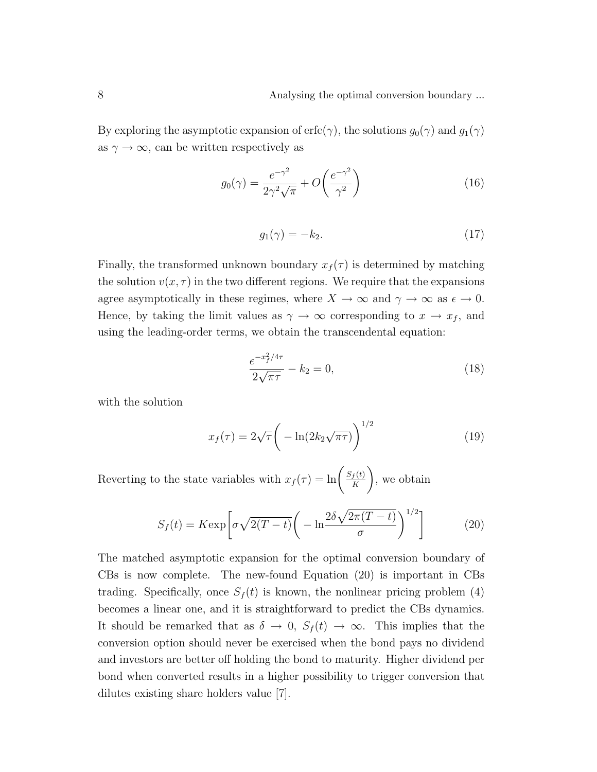By exploring the asymptotic expansion of $\mathrm{erfc}(\gamma)$, the solutions $g_0(\gamma)$ and $g_1(\gamma)$ as $\gamma \to \infty$, can be written respectively as

$$g_0(\gamma) = \frac{e^{-\gamma^2}}{2\gamma^2\sqrt{\pi}} + O\bigg(\frac{e^{-\gamma^2}}{\gamma^2}\bigg) \tag{16}$$

$$g_1(\gamma) = -k_2. \tag{17}$$

Finally, the transformed unknown boundary $x_f(\tau)$ is determined by matching the solution $v(x, \tau)$ in the two different regions. We require that the expansions agree asymptotically in these regimes, where $X \to \infty$ and $\gamma \to \infty$ as $\epsilon \to 0$. Hence, by taking the limit values as $\gamma \to \infty$ corresponding to $x \to x_f$, and using the leading-order terms, we obtain the transcendental equation:

$$\frac{e^{-x_f^2/4\tau}}{2\sqrt{\pi\tau}} - k_2 = 0, \tag{18}$$

with the solution

$$x_f(\tau) = 2\sqrt{\tau}\bigg( - \ln(2k_2\sqrt{\pi\tau})\bigg)^{1/2} \tag{19}$$

Reverting to the state variables with $x_f(\tau) = \ln\bigg(\frac{S_f(t)}{K}\bigg)$, we obtain

$$S_f(t) = K\exp\Bigg[\sigma\sqrt{2(T-t)}\bigg( - \ln\frac{2\delta\sqrt{2\pi(T-t)}}{\sigma}\bigg)^{1/2}\Bigg] \tag{20}$$

The matched asymptotic expansion for the optimal conversion boundary of CBs is now complete. The new-found Equation (20) is important in CBs trading. Specifically, once $S_f(t)$ is known, the nonlinear pricing problem (4) becomes a linear one, and it is straightforward to predict the CBs dynamics. It should be remarked that as $\delta \to 0$, $S_f(t) \to \infty$. This implies that the conversion option should never be exercised when the bond pays no dividend and investors are better off holding the bond to maturity. Higher dividend per bond when converted results in a higher possibility to trigger conversion that dilutes existing share holders value [7].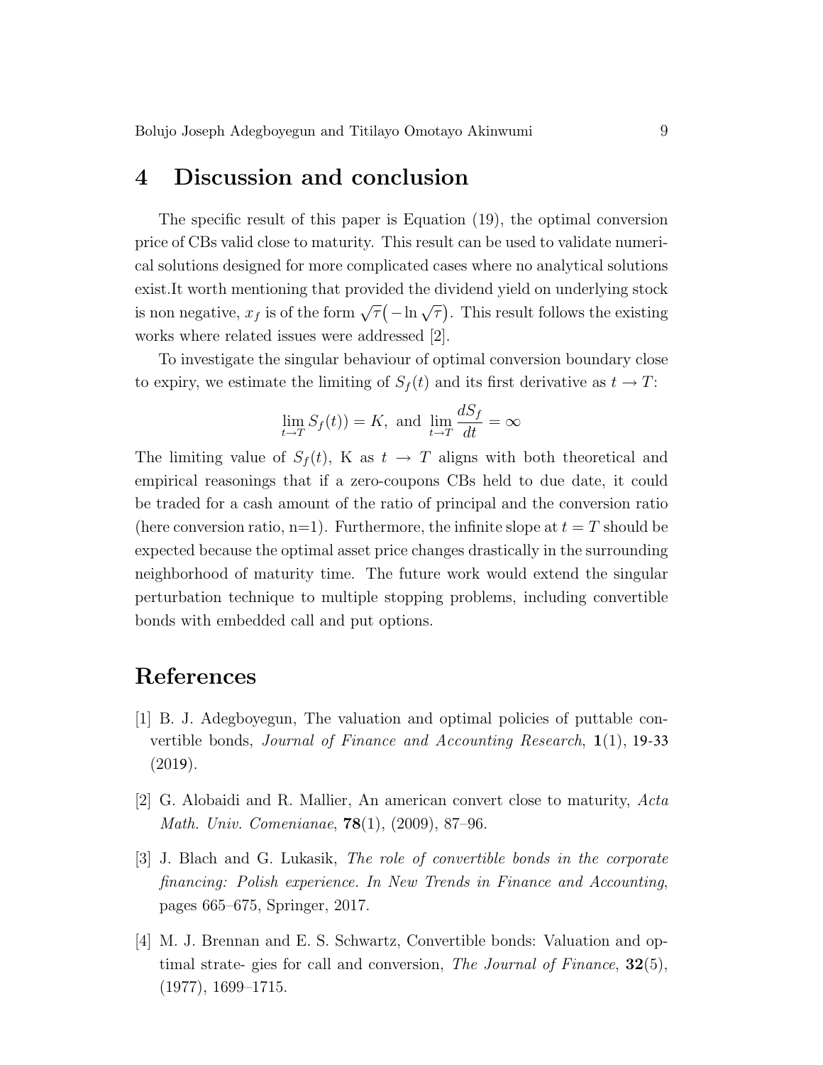## 4 Discussion and conclusion

The specific result of this paper is Equation (19), the optimal conversion price of CBs valid close to maturity. This result can be used to validate numerical solutions designed for more complicated cases where no analytical solutions exist.It worth mentioning that provided the dividend yield on underlying stock is non negative, $x_f$ is of the form $\sqrt{\tau}\big(-\ln\sqrt{\tau}\big)$. This result follows the existing works where related issues were addressed [2].

To investigate the singular behaviour of optimal conversion boundary close to expiry, we estimate the limiting of $S_f(t)$ and its first derivative as $t \to T$:

$$\lim_{t\to T} S_f(t)) = K, \text{ and } \lim_{t\to T} \frac{dS_f}{dt} = \infty$$

The limiting value of $S_f(t)$, K as $t \to T$ aligns with both theoretical and empirical reasonings that if a zero-coupons CBs held to due date, it could be traded for a cash amount of the ratio of principal and the conversion ratio (here conversion ratio, n=1). Furthermore, the infinite slope at $t = T$ should be expected because the optimal asset price changes drastically in the surrounding neighborhood of maturity time. The future work would extend the singular perturbation technique to multiple stopping problems, including convertible bonds with embedded call and put options.

## References

[1] B. J. Adegboyegun, The valuation and optimal policies of puttable convertible bonds, *Journal of Finance and Accounting Research*, **1**(1), 19-33 (2019).

[2] G. Alobaidi and R. Mallier, An american convert close to maturity, *Acta Math. Univ. Comenianae*, **78**(1), (2009), 87–96.

[3] J. Blach and G. Lukasik, *The role of convertible bonds in the corporate financing: Polish experience. In New Trends in Finance and Accounting*, pages 665–675, Springer, 2017.

[4] M. J. Brennan and E. S. Schwartz, Convertible bonds: Valuation and optimal strate- gies for call and conversion, *The Journal of Finance*, **32**(5), (1977), 1699–1715.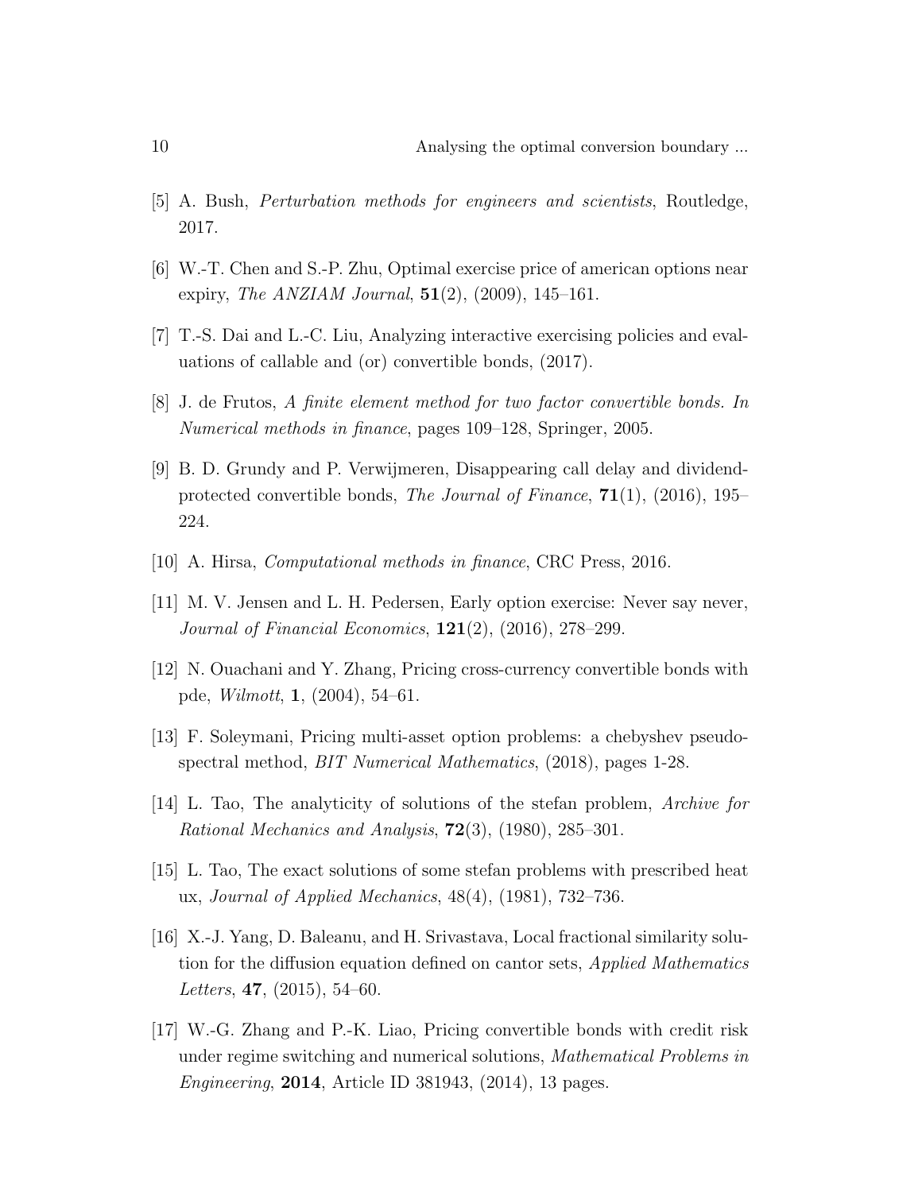[5] A. Bush, *Perturbation methods for engineers and scientists*, Routledge, 2017.

[6] W.-T. Chen and S.-P. Zhu, Optimal exercise price of american options near expiry, *The ANZIAM Journal*, **51**(2), (2009), 145–161.

[7] T.-S. Dai and L.-C. Liu, Analyzing interactive exercising policies and evaluations of callable and (or) convertible bonds, (2017).

[8] J. de Frutos, *A finite element method for two factor convertible bonds. In Numerical methods in finance*, pages 109–128, Springer, 2005.

[9] B. D. Grundy and P. Verwijmeren, Disappearing call delay and dividend-protected convertible bonds, *The Journal of Finance*, **71**(1), (2016), 195–224.

[10] A. Hirsa, *Computational methods in finance*, CRC Press, 2016.

[11] M. V. Jensen and L. H. Pedersen, Early option exercise: Never say never, *Journal of Financial Economics*, **121**(2), (2016), 278–299.

[12] N. Ouachani and Y. Zhang, Pricing cross-currency convertible bonds with pde, *Wilmott*, **1**, (2004), 54–61.

[13] F. Soleymani, Pricing multi-asset option problems: a chebyshev pseudo-spectral method, *BIT Numerical Mathematics*, (2018), pages 1-28.

[14] L. Tao, The analyticity of solutions of the stefan problem, *Archive for Rational Mechanics and Analysis*, **72**(3), (1980), 285–301.

[15] L. Tao, The exact solutions of some stefan problems with prescribed heat ux, *Journal of Applied Mechanics*, 48(4), (1981), 732–736.

[16] X.-J. Yang, D. Baleanu, and H. Srivastava, Local fractional similarity solution for the diffusion equation defined on cantor sets, *Applied Mathematics Letters*, **47**, (2015), 54–60.

[17] W.-G. Zhang and P.-K. Liao, Pricing convertible bonds with credit risk under regime switching and numerical solutions, *Mathematical Problems in Engineering*, **2014**, Article ID 381943, (2014), 13 pages.